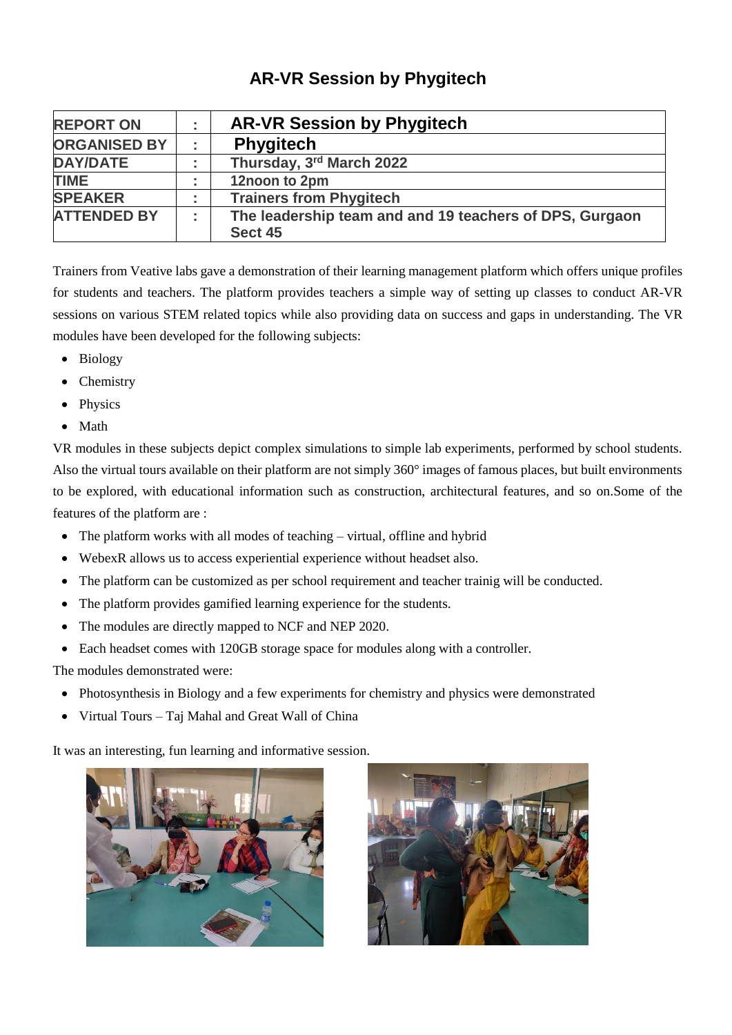# AR-VR Session by Phygitech

| | | |
|---|---|---|
| **REPORT ON** | **:** | **AR-VR Session by Phygitech** |
| **ORGANISED BY** | **:** | **Phygitech** |
| **DAY/DATE** | **:** | **Thursday, 3rd March 2022** |
| **TIME** | **:** | **12noon to 2pm** |
| **SPEAKER** | **:** | **Trainers from Phygitech** |
| **ATTENDED BY** | **:** | **The leadership team and and 19 teachers of DPS, Gurgaon Sect 45** |

Trainers from Veative labs gave a demonstration of their learning management platform which offers unique profiles for students and teachers. The platform provides teachers a simple way of setting up classes to conduct AR-VR sessions on various STEM related topics while also providing data on success and gaps in understanding. The VR modules have been developed for the following subjects:

- Biology
- Chemistry
- Physics
- Math

VR modules in these subjects depict complex simulations to simple lab experiments, performed by school students. Also the virtual tours available on their platform are not simply 360° images of famous places, but built environments to be explored, with educational information such as construction, architectural features, and so on.Some of the features of the platform are :

- The platform works with all modes of teaching – virtual, offline and hybrid
- WebexR allows us to access experiential experience without headset also.
- The platform can be customized as per school requirement and teacher trainig will be conducted.
- The platform provides gamified learning experience for the students.
- The modules are directly mapped to NCF and NEP 2020.
- Each headset comes with 120GB storage space for modules along with a controller.

The modules demonstrated were:

- Photosynthesis in Biology and a few experiments for chemistry and physics were demonstrated
- Virtual Tours – Taj Mahal and Great Wall of China

It was an interesting, fun learning and informative session.